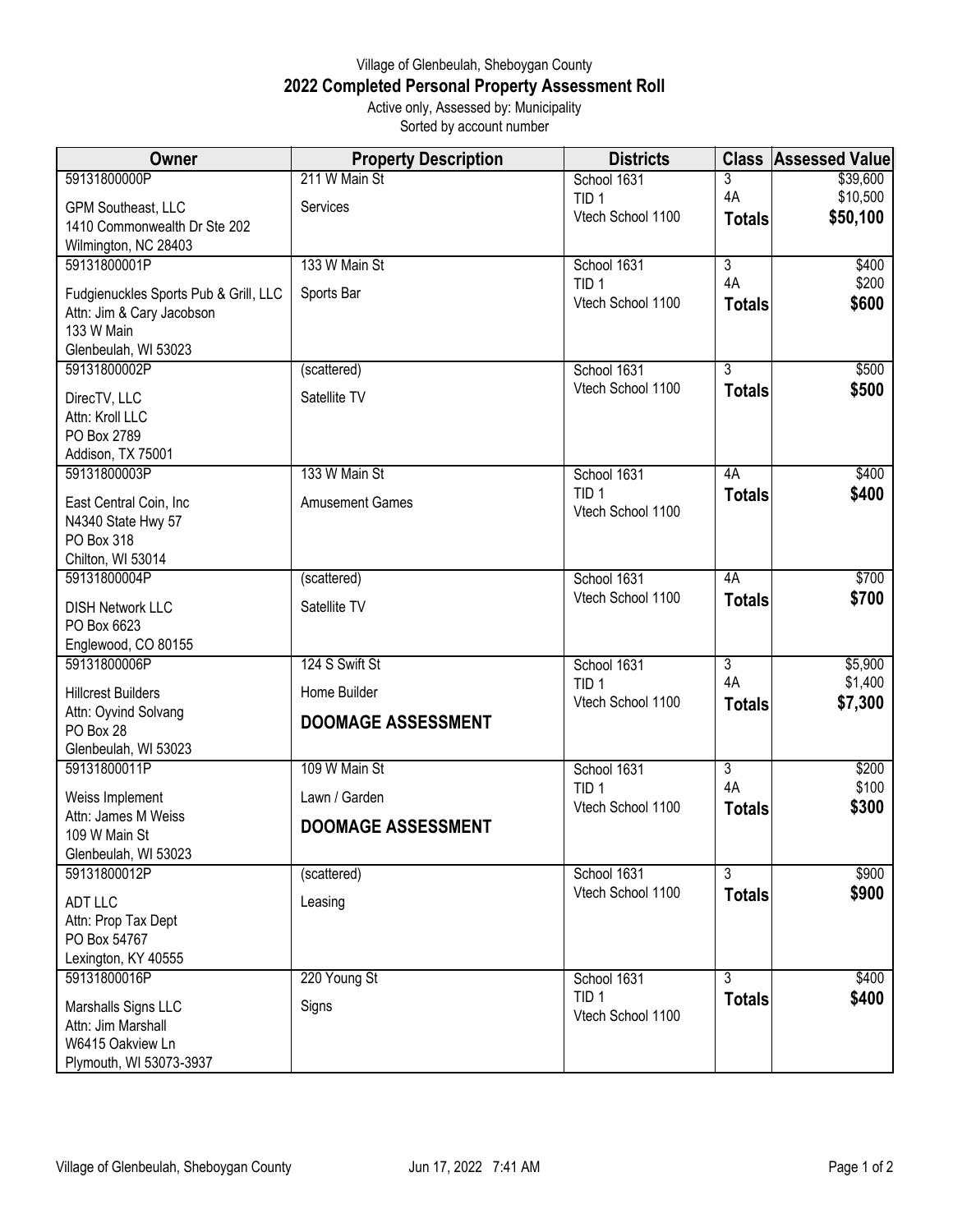Village of Glenbeulah, Sheboygan County

**2022 Completed Personal Property Assessment Roll**

Active only, Assessed by: Municipality

Sorted by account number

| Owner | Property Description | Districts | Class | Assessed Value |
|---|---|---|---|---|
| 59131800000P<br>GPM Southeast, LLC<br>1410 Commonwealth Dr Ste 202<br>Wilmington, NC 28403 | 211 W Main St<br>Services | School 1631<br>TID 1<br>Vtech School 1100 | 3<br>4A<br>**Totals** | $39,600<br>$10,500<br>**$50,100** |
| 59131800001P<br>Fudgienuckles Sports Pub & Grill, LLC<br>Attn: Jim & Cary Jacobson<br>133 W Main<br>Glenbeulah, WI 53023 | 133 W Main St<br>Sports Bar | School 1631<br>TID 1<br>Vtech School 1100 | 3<br>4A<br>**Totals** | $400<br>$200<br>**$600** |
| 59131800002P<br>DirecTV, LLC<br>Attn: Kroll LLC<br>PO Box 2789<br>Addison, TX 75001 | (scattered)<br>Satellite TV | School 1631<br>Vtech School 1100 | 3<br>**Totals** | $500<br>**$500** |
| 59131800003P<br>East Central Coin, Inc<br>N4340 State Hwy 57<br>PO Box 318<br>Chilton, WI 53014 | 133 W Main St<br>Amusement Games | School 1631<br>TID 1<br>Vtech School 1100 | 4A<br>**Totals** | $400<br>**$400** |
| 59131800004P<br>DISH Network LLC<br>PO Box 6623<br>Englewood, CO 80155 | (scattered)<br>Satellite TV | School 1631<br>Vtech School 1100 | 4A<br>**Totals** | $700<br>**$700** |
| 59131800006P<br>Hillcrest Builders<br>Attn: Oyvind Solvang<br>PO Box 28<br>Glenbeulah, WI 53023 | 124 S Swift St<br>Home Builder<br>**DOOMAGE ASSESSMENT** | School 1631<br>TID 1<br>Vtech School 1100 | 3<br>4A<br>**Totals** | $5,900<br>$1,400<br>**$7,300** |
| 59131800011P<br>Weiss Implement<br>Attn: James M Weiss<br>109 W Main St<br>Glenbeulah, WI 53023 | 109 W Main St<br>Lawn / Garden<br>**DOOMAGE ASSESSMENT** | School 1631<br>TID 1<br>Vtech School 1100 | 3<br>4A<br>**Totals** | $200<br>$100<br>**$300** |
| 59131800012P<br>ADT LLC<br>Attn: Prop Tax Dept<br>PO Box 54767<br>Lexington, KY 40555 | (scattered)<br>Leasing | School 1631<br>Vtech School 1100 | 3<br>**Totals** | $900<br>**$900** |
| 59131800016P<br>Marshalls Signs LLC<br>Attn: Jim Marshall<br>W6415 Oakview Ln<br>Plymouth, WI 53073-3937 | 220 Young St<br>Signs | School 1631<br>TID 1<br>Vtech School 1100 | 3<br>**Totals** | $400<br>**$400** |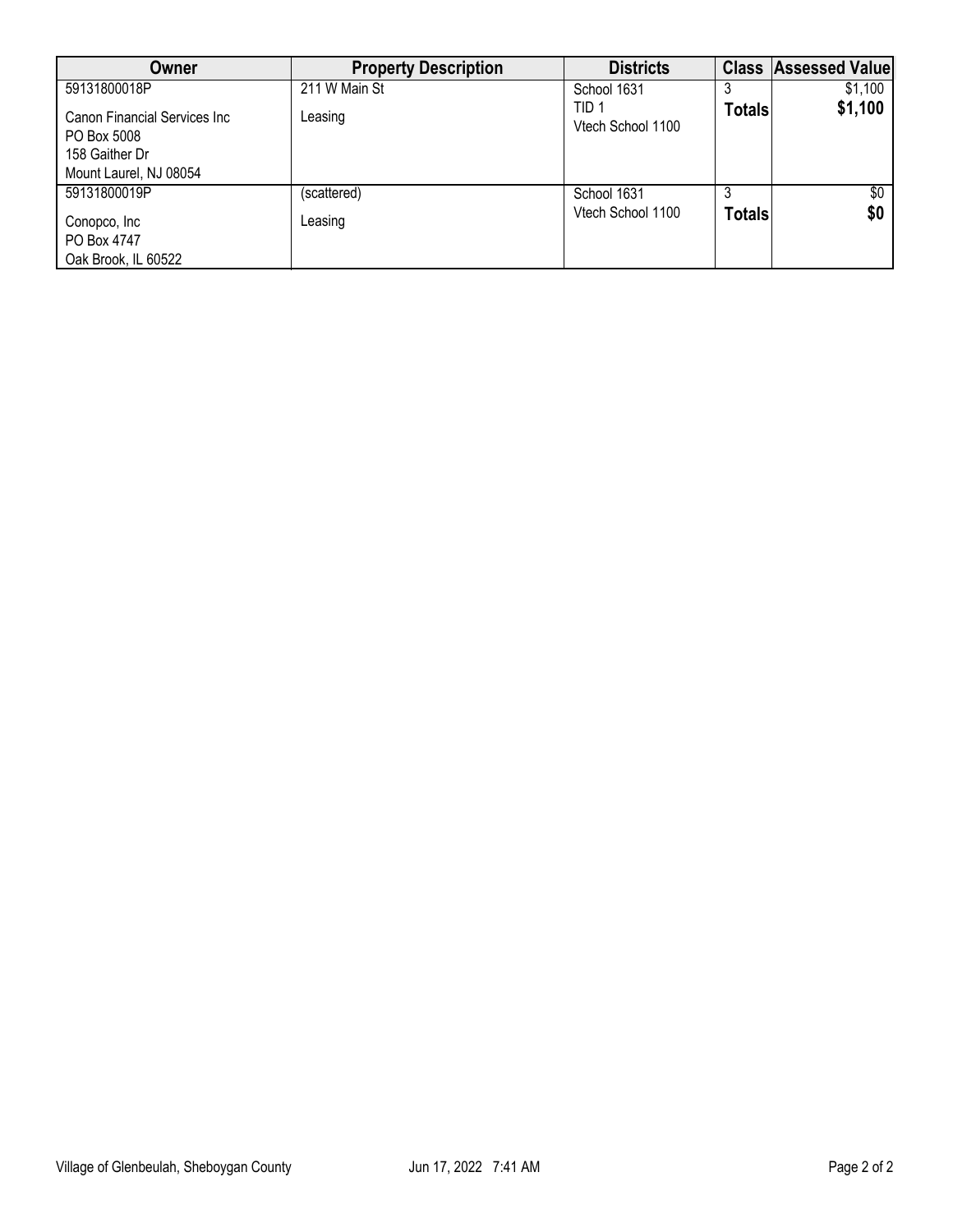| Owner | Property Description | Districts | Class | Assessed Value |
|---|---|---|---|---|
| 59131800018P<br>Canon Financial Services Inc<br>PO Box 5008<br>158 Gaither Dr<br>Mount Laurel, NJ 08054 | 211 W Main St<br>Leasing | School 1631<br>TID 1<br>Vtech School 1100 | 3<br>**Totals** | $1,100<br>**$1,100** |
| 59131800019P<br>Conopco, Inc<br>PO Box 4747<br>Oak Brook, IL 60522 | (scattered)<br>Leasing | School 1631<br>Vtech School 1100 | 3<br>**Totals** | $0<br>**$0** |

Village of Glenbeulah, Sheboygan County    Jun 17, 2022 7:41 AM